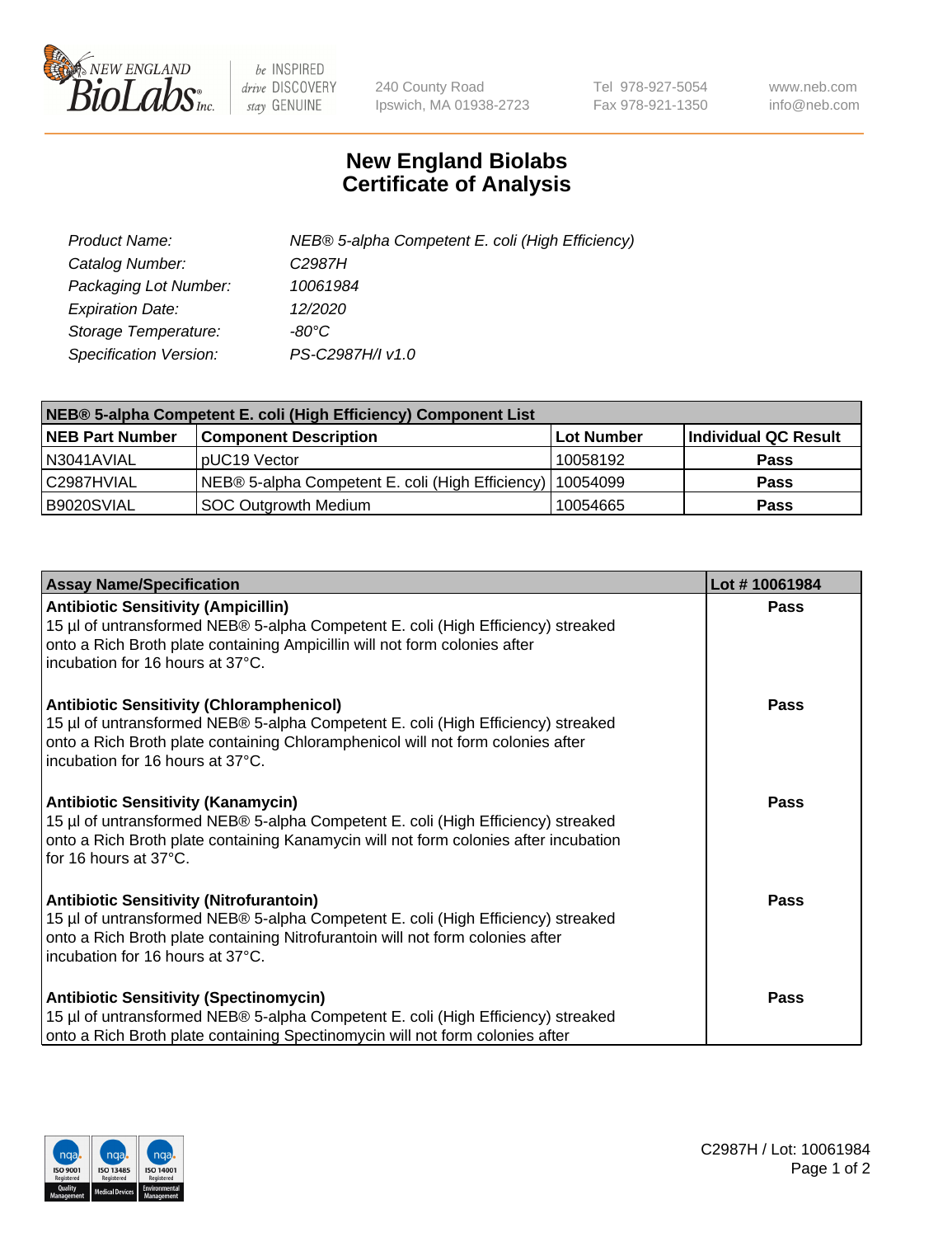New England BioLabs Inc. — be INSPIRED drive DISCOVERY stay GENUINE

240 County Road
Ipswich, MA 01938-2723

Tel 978-927-5054
Fax 978-921-1350

www.neb.com
info@neb.com

# New England Biolabs
# Certificate of Analysis

| | |
|---|---|
| *Product Name:* | *NEB® 5-alpha Competent E. coli (High Efficiency)* |
| *Catalog Number:* | *C2987H* |
| *Packaging Lot Number:* | *10061984* |
| *Expiration Date:* | *12/2020* |
| *Storage Temperature:* | *-80°C* |
| *Specification Version:* | *PS-C2987H/I v1.0* |

| NEB® 5-alpha Competent E. coli (High Efficiency) Component List | | | |
|---|---|---|---|
| **NEB Part Number** | **Component Description** | **Lot Number** | **Individual QC Result** |
| N3041AVIAL | pUC19 Vector | 10058192 | **Pass** |
| C2987HVIAL | NEB® 5-alpha Competent E. coli (High Efficiency) | 10054099 | **Pass** |
| B9020SVIAL | SOC Outgrowth Medium | 10054665 | **Pass** |

| Assay Name/Specification | Lot # 10061984 |
|---|---|
| **Antibiotic Sensitivity (Ampicillin)**<br>15 µl of untransformed NEB® 5-alpha Competent E. coli (High Efficiency) streaked onto a Rich Broth plate containing Ampicillin will not form colonies after incubation for 16 hours at 37°C. | **Pass** |
| **Antibiotic Sensitivity (Chloramphenicol)**<br>15 µl of untransformed NEB® 5-alpha Competent E. coli (High Efficiency) streaked onto a Rich Broth plate containing Chloramphenicol will not form colonies after incubation for 16 hours at 37°C. | **Pass** |
| **Antibiotic Sensitivity (Kanamycin)**<br>15 µl of untransformed NEB® 5-alpha Competent E. coli (High Efficiency) streaked onto a Rich Broth plate containing Kanamycin will not form colonies after incubation for 16 hours at 37°C. | **Pass** |
| **Antibiotic Sensitivity (Nitrofurantoin)**<br>15 µl of untransformed NEB® 5-alpha Competent E. coli (High Efficiency) streaked onto a Rich Broth plate containing Nitrofurantoin will not form colonies after incubation for 16 hours at 37°C. | **Pass** |
| **Antibiotic Sensitivity (Spectinomycin)**<br>15 µl of untransformed NEB® 5-alpha Competent E. coli (High Efficiency) streaked onto a Rich Broth plate containing Spectinomycin will not form colonies after | **Pass** |

C2987H / Lot: 10061984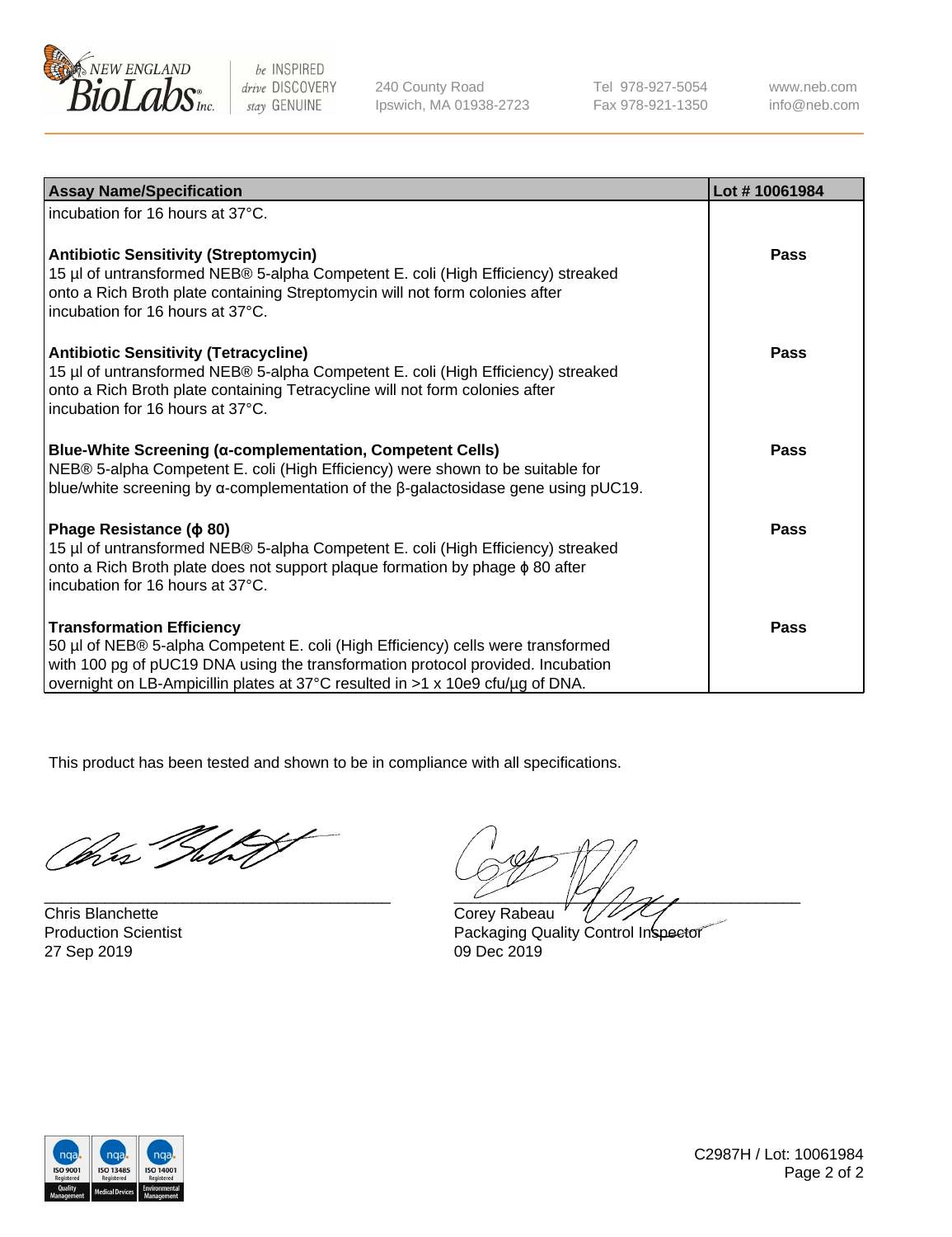| Assay Name/Specification | Lot # 10061984 |
|---|---|
| incubation for 16 hours at 37°C. | |
| **Antibiotic Sensitivity (Streptomycin)**<br>15 µl of untransformed NEB® 5-alpha Competent E. coli (High Efficiency) streaked onto a Rich Broth plate containing Streptomycin will not form colonies after incubation for 16 hours at 37°C. | **Pass** |
| **Antibiotic Sensitivity (Tetracycline)**<br>15 µl of untransformed NEB® 5-alpha Competent E. coli (High Efficiency) streaked onto a Rich Broth plate containing Tetracycline will not form colonies after incubation for 16 hours at 37°C. | **Pass** |
| **Blue-White Screening (α-complementation, Competent Cells)**<br>NEB® 5-alpha Competent E. coli (High Efficiency) were shown to be suitable for blue/white screening by α-complementation of the β-galactosidase gene using pUC19. | **Pass** |
| **Phage Resistance (ϕ 80)**<br>15 µl of untransformed NEB® 5-alpha Competent E. coli (High Efficiency) streaked onto a Rich Broth plate does not support plaque formation by phage ϕ 80 after incubation for 16 hours at 37°C. | **Pass** |
| **Transformation Efficiency**<br>50 µl of NEB® 5-alpha Competent E. coli (High Efficiency) cells were transformed with 100 pg of pUC19 DNA using the transformation protocol provided. Incubation overnight on LB-Ampicillin plates at 37°C resulted in >1 x 10e9 cfu/µg of DNA. | **Pass** |

This product has been tested and shown to be in compliance with all specifications.

Chris Blanchette
Production Scientist
27 Sep 2019

Corey Rabeau
Packaging Quality Control Inspector
09 Dec 2019

C2987H / Lot: 10061984